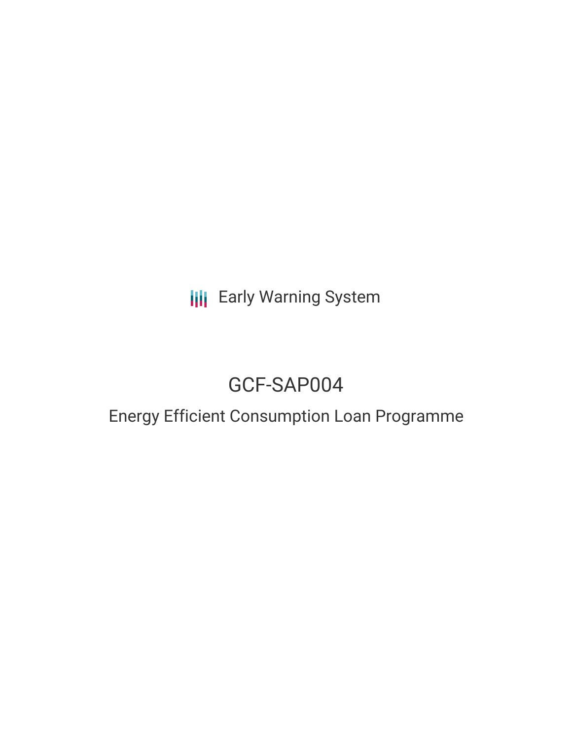Early Warning System

# GCF-SAP004

## Energy Efficient Consumption Loan Programme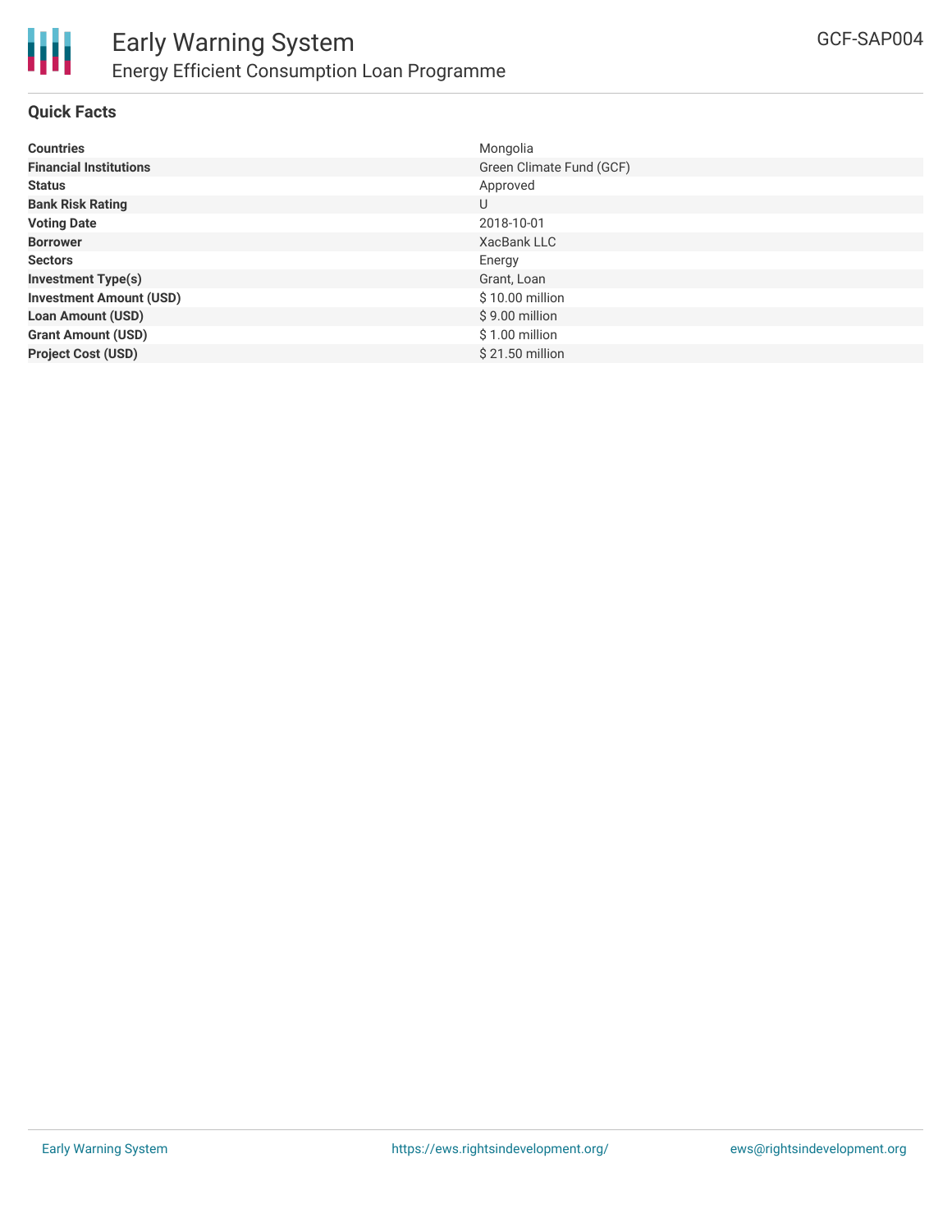## Quick Facts

| | |
|---|---|
| **Countries** | Mongolia |
| **Financial Institutions** | Green Climate Fund (GCF) |
| **Status** | Approved |
| **Bank Risk Rating** | U |
| **Voting Date** | 2018-10-01 |
| **Borrower** | XacBank LLC |
| **Sectors** | Energy |
| **Investment Type(s)** | Grant, Loan |
| **Investment Amount (USD)** | $ 10.00 million |
| **Loan Amount (USD)** | $ 9.00 million |
| **Grant Amount (USD)** | $ 1.00 million |
| **Project Cost (USD)** | $ 21.50 million |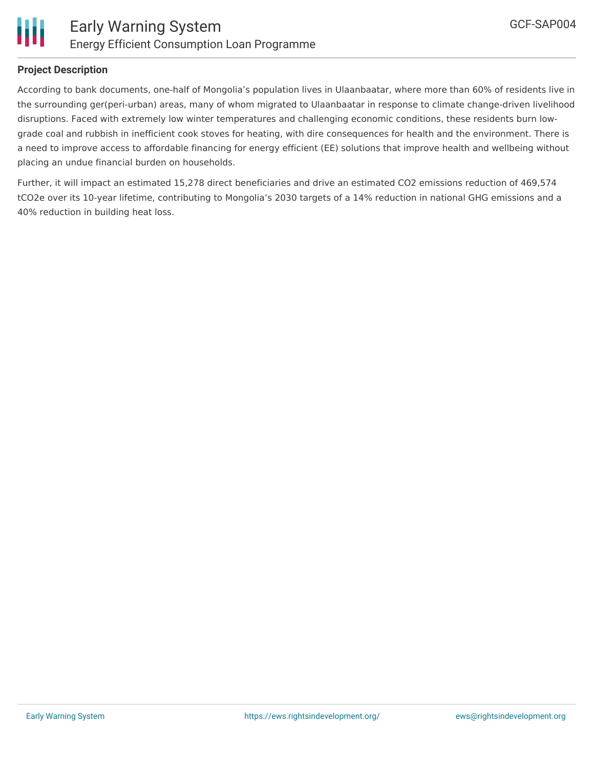**Project Description**

According to bank documents, one-half of Mongolia's population lives in Ulaanbaatar, where more than 60% of residents live in the surrounding ger(peri-urban) areas, many of whom migrated to Ulaanbaatar in response to climate change-driven livelihood disruptions. Faced with extremely low winter temperatures and challenging economic conditions, these residents burn low-grade coal and rubbish in inefficient cook stoves for heating, with dire consequences for health and the environment. There is a need to improve access to affordable financing for energy efficient (EE) solutions that improve health and wellbeing without placing an undue financial burden on households.

Further, it will impact an estimated 15,278 direct beneficiaries and drive an estimated $CO_2$ emissions reduction of 469,574 $tCO_2e$ over its 10-year lifetime, contributing to Mongolia's 2030 targets of a 14% reduction in national GHG emissions and a 40% reduction in building heat loss.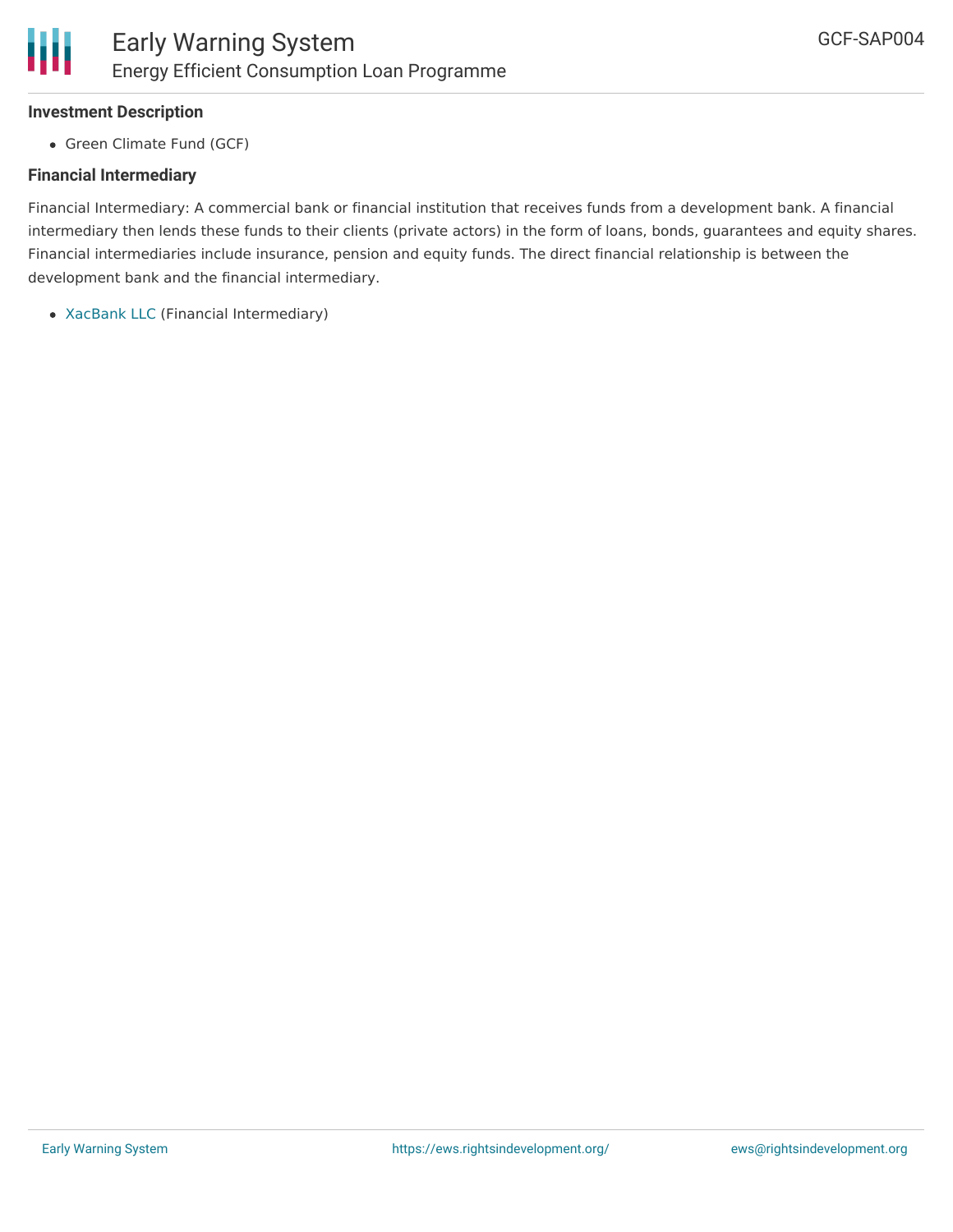**Investment Description**

- Green Climate Fund (GCF)

**Financial Intermediary**

Financial Intermediary: A commercial bank or financial institution that receives funds from a development bank. A financial intermediary then lends these funds to their clients (private actors) in the form of loans, bonds, guarantees and equity shares. Financial intermediaries include insurance, pension and equity funds. The direct financial relationship is between the development bank and the financial intermediary.

- XacBank LLC (Financial Intermediary)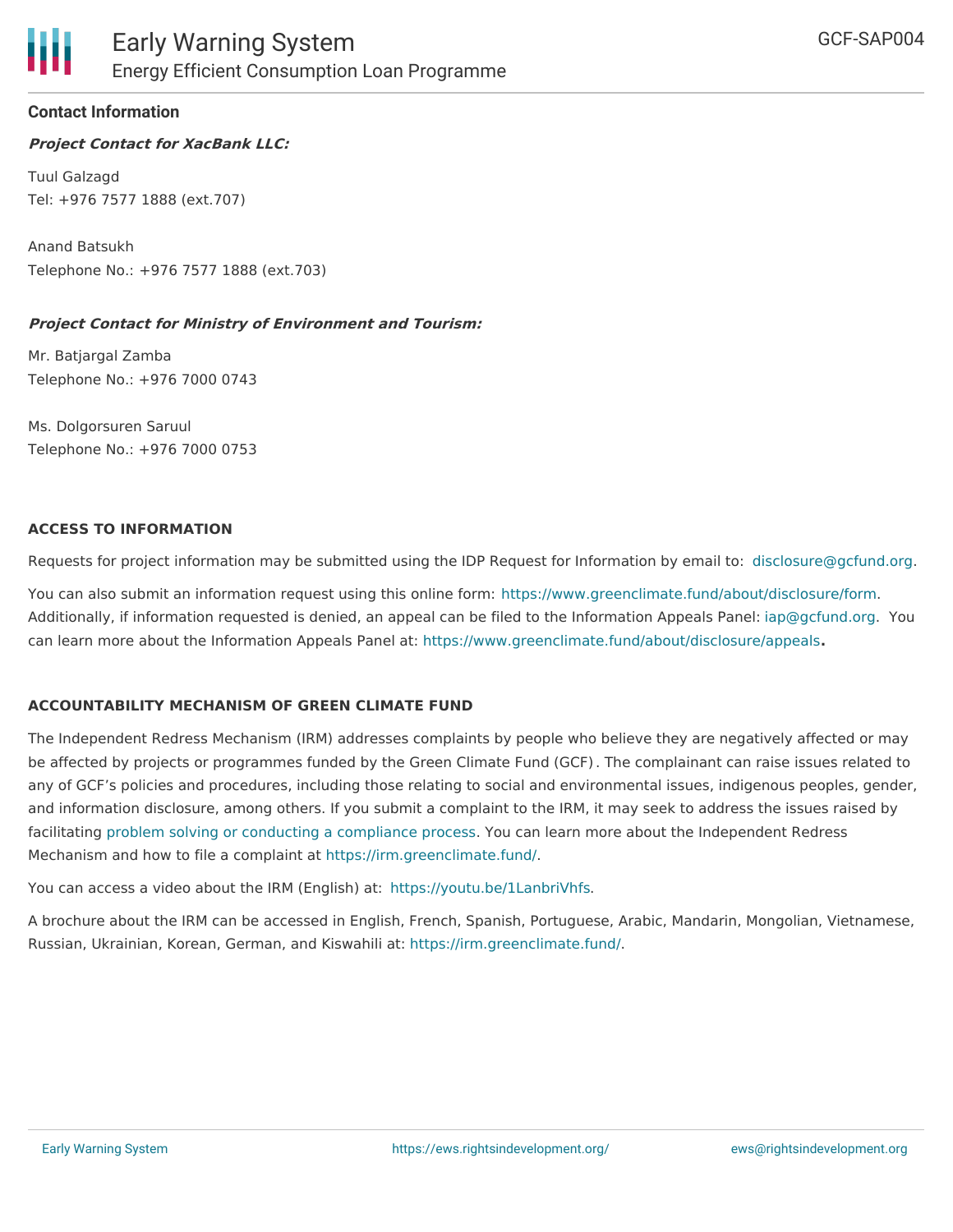**Contact Information**

***Project Contact for XacBank LLC:***

Tuul Galzagd
Tel: +976 7577 1888 (ext.707)

Anand Batsukh
Telephone No.: +976 7577 1888 (ext.703)

***Project Contact for Ministry of Environment and Tourism:***

Mr. Batjargal Zamba
Telephone No.: +976 7000 0743

Ms. Dolgorsuren Saruul
Telephone No.: +976 7000 0753

**ACCESS TO INFORMATION**

Requests for project information may be submitted using the IDP Request for Information by email to: disclosure@gcfund.org.

You can also submit an information request using this online form: https://www.greenclimate.fund/about/disclosure/form. Additionally, if information requested is denied, an appeal can be filed to the Information Appeals Panel: iap@gcfund.org. You can learn more about the Information Appeals Panel at: https://www.greenclimate.fund/about/disclosure/appeals.

**ACCOUNTABILITY MECHANISM OF GREEN CLIMATE FUND**

The Independent Redress Mechanism (IRM) addresses complaints by people who believe they are negatively affected or may be affected by projects or programmes funded by the Green Climate Fund (GCF). The complainant can raise issues related to any of GCF's policies and procedures, including those relating to social and environmental issues, indigenous peoples, gender, and information disclosure, among others. If you submit a complaint to the IRM, it may seek to address the issues raised by facilitating problem solving or conducting a compliance process. You can learn more about the Independent Redress Mechanism and how to file a complaint at https://irm.greenclimate.fund/.

You can access a video about the IRM (English) at: https://youtu.be/1LanbriVhfs.

A brochure about the IRM can be accessed in English, French, Spanish, Portuguese, Arabic, Mandarin, Mongolian, Vietnamese, Russian, Ukrainian, Korean, German, and Kiswahili at: https://irm.greenclimate.fund/.